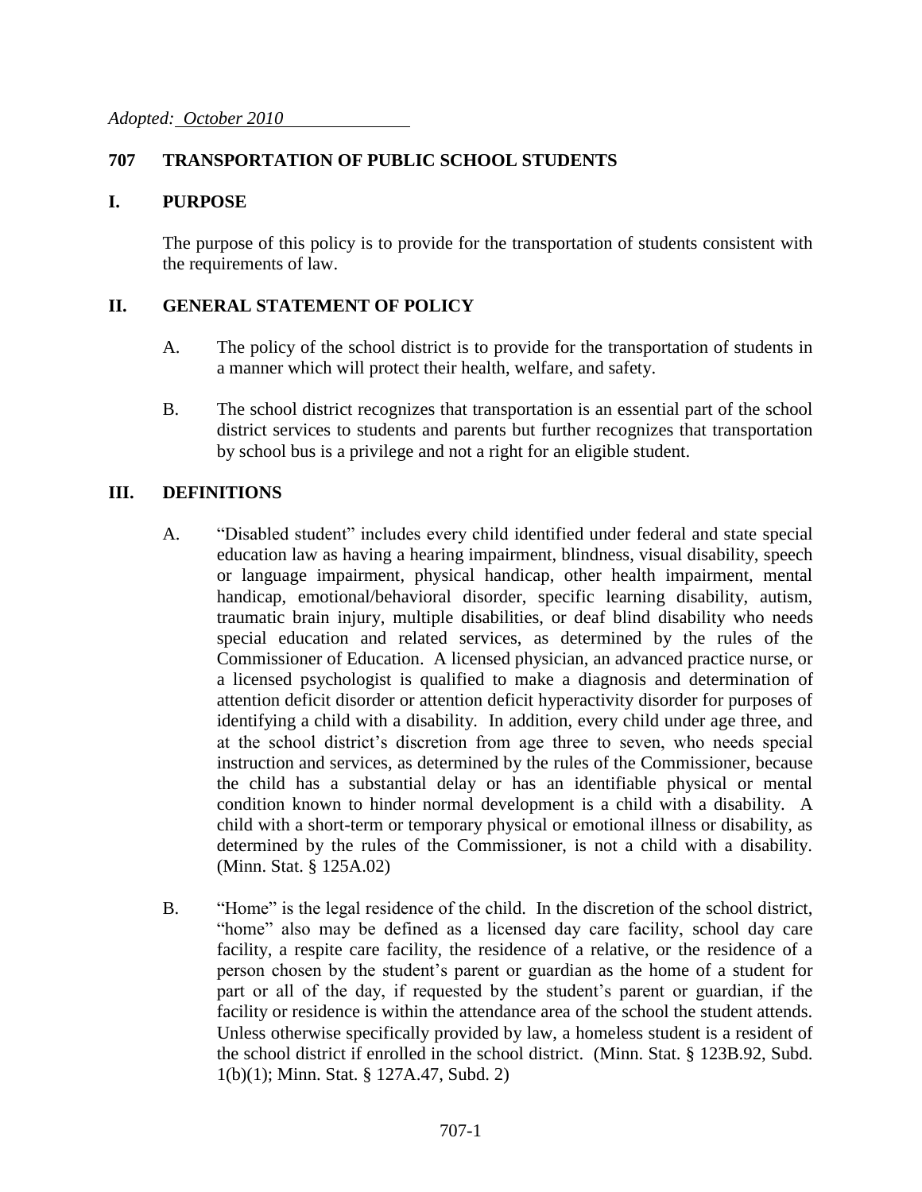*Adopted: October 2010*

## 707 TRANSPORTATION OF PUBLIC SCHOOL STUDENTS

### I. PURPOSE

The purpose of this policy is to provide for the transportation of students consistent with the requirements of law.

### II. GENERAL STATEMENT OF POLICY

A. The policy of the school district is to provide for the transportation of students in a manner which will protect their health, welfare, and safety.

B. The school district recognizes that transportation is an essential part of the school district services to students and parents but further recognizes that transportation by school bus is a privilege and not a right for an eligible student.

### III. DEFINITIONS

A. "Disabled student" includes every child identified under federal and state special education law as having a hearing impairment, blindness, visual disability, speech or language impairment, physical handicap, other health impairment, mental handicap, emotional/behavioral disorder, specific learning disability, autism, traumatic brain injury, multiple disabilities, or deaf blind disability who needs special education and related services, as determined by the rules of the Commissioner of Education. A licensed physician, an advanced practice nurse, or a licensed psychologist is qualified to make a diagnosis and determination of attention deficit disorder or attention deficit hyperactivity disorder for purposes of identifying a child with a disability. In addition, every child under age three, and at the school district's discretion from age three to seven, who needs special instruction and services, as determined by the rules of the Commissioner, because the child has a substantial delay or has an identifiable physical or mental condition known to hinder normal development is a child with a disability. A child with a short-term or temporary physical or emotional illness or disability, as determined by the rules of the Commissioner, is not a child with a disability. (Minn. Stat. § 125A.02)

B. "Home" is the legal residence of the child. In the discretion of the school district, "home" also may be defined as a licensed day care facility, school day care facility, a respite care facility, the residence of a relative, or the residence of a person chosen by the student's parent or guardian as the home of a student for part or all of the day, if requested by the student's parent or guardian, if the facility or residence is within the attendance area of the school the student attends. Unless otherwise specifically provided by law, a homeless student is a resident of the school district if enrolled in the school district. (Minn. Stat. § 123B.92, Subd. 1(b)(1); Minn. Stat. § 127A.47, Subd. 2)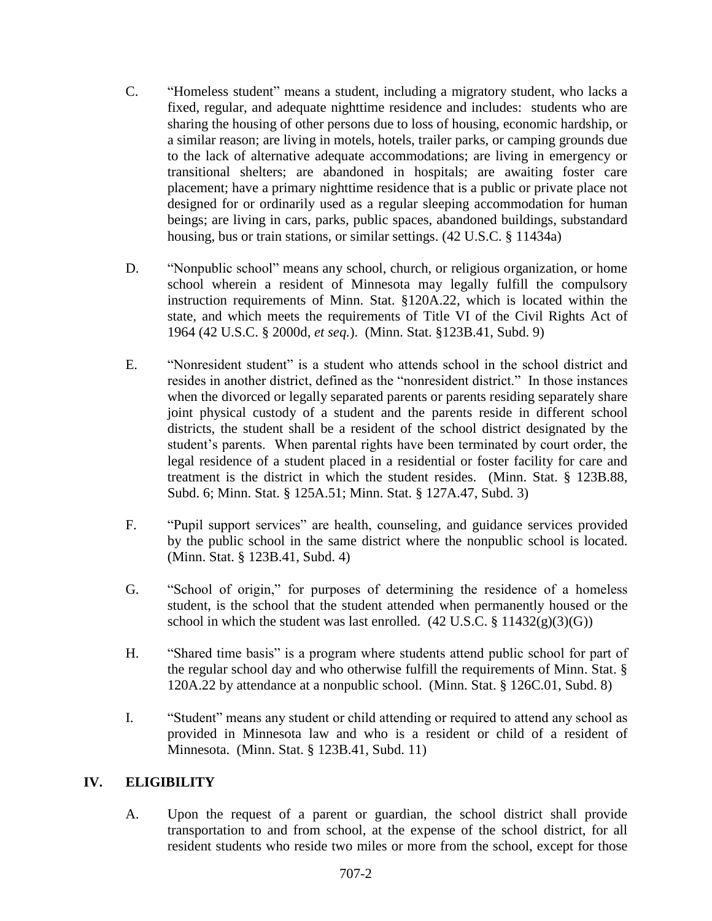C. "Homeless student" means a student, including a migratory student, who lacks a fixed, regular, and adequate nighttime residence and includes: students who are sharing the housing of other persons due to loss of housing, economic hardship, or a similar reason; are living in motels, hotels, trailer parks, or camping grounds due to the lack of alternative adequate accommodations; are living in emergency or transitional shelters; are abandoned in hospitals; are awaiting foster care placement; have a primary nighttime residence that is a public or private place not designed for or ordinarily used as a regular sleeping accommodation for human beings; are living in cars, parks, public spaces, abandoned buildings, substandard housing, bus or train stations, or similar settings. (42 U.S.C. § 11434a)

D. "Nonpublic school" means any school, church, or religious organization, or home school wherein a resident of Minnesota may legally fulfill the compulsory instruction requirements of Minn. Stat. §120A.22, which is located within the state, and which meets the requirements of Title VI of the Civil Rights Act of 1964 (42 U.S.C. § 2000d, *et seq.*). (Minn. Stat. §123B.41, Subd. 9)

E. "Nonresident student" is a student who attends school in the school district and resides in another district, defined as the "nonresident district." In those instances when the divorced or legally separated parents or parents residing separately share joint physical custody of a student and the parents reside in different school districts, the student shall be a resident of the school district designated by the student's parents. When parental rights have been terminated by court order, the legal residence of a student placed in a residential or foster facility for care and treatment is the district in which the student resides. (Minn. Stat. § 123B.88, Subd. 6; Minn. Stat. § 125A.51; Minn. Stat. § 127A.47, Subd. 3)

F. "Pupil support services" are health, counseling, and guidance services provided by the public school in the same district where the nonpublic school is located. (Minn. Stat. § 123B.41, Subd. 4)

G. "School of origin," for purposes of determining the residence of a homeless student, is the school that the student attended when permanently housed or the school in which the student was last enrolled. (42 U.S.C. § 11432(g)(3)(G))

H. "Shared time basis" is a program where students attend public school for part of the regular school day and who otherwise fulfill the requirements of Minn. Stat. § 120A.22 by attendance at a nonpublic school. (Minn. Stat. § 126C.01, Subd. 8)

I. "Student" means any student or child attending or required to attend any school as provided in Minnesota law and who is a resident or child of a resident of Minnesota. (Minn. Stat. § 123B.41, Subd. 11)

## IV. ELIGIBILITY

A. Upon the request of a parent or guardian, the school district shall provide transportation to and from school, at the expense of the school district, for all resident students who reside two miles or more from the school, except for those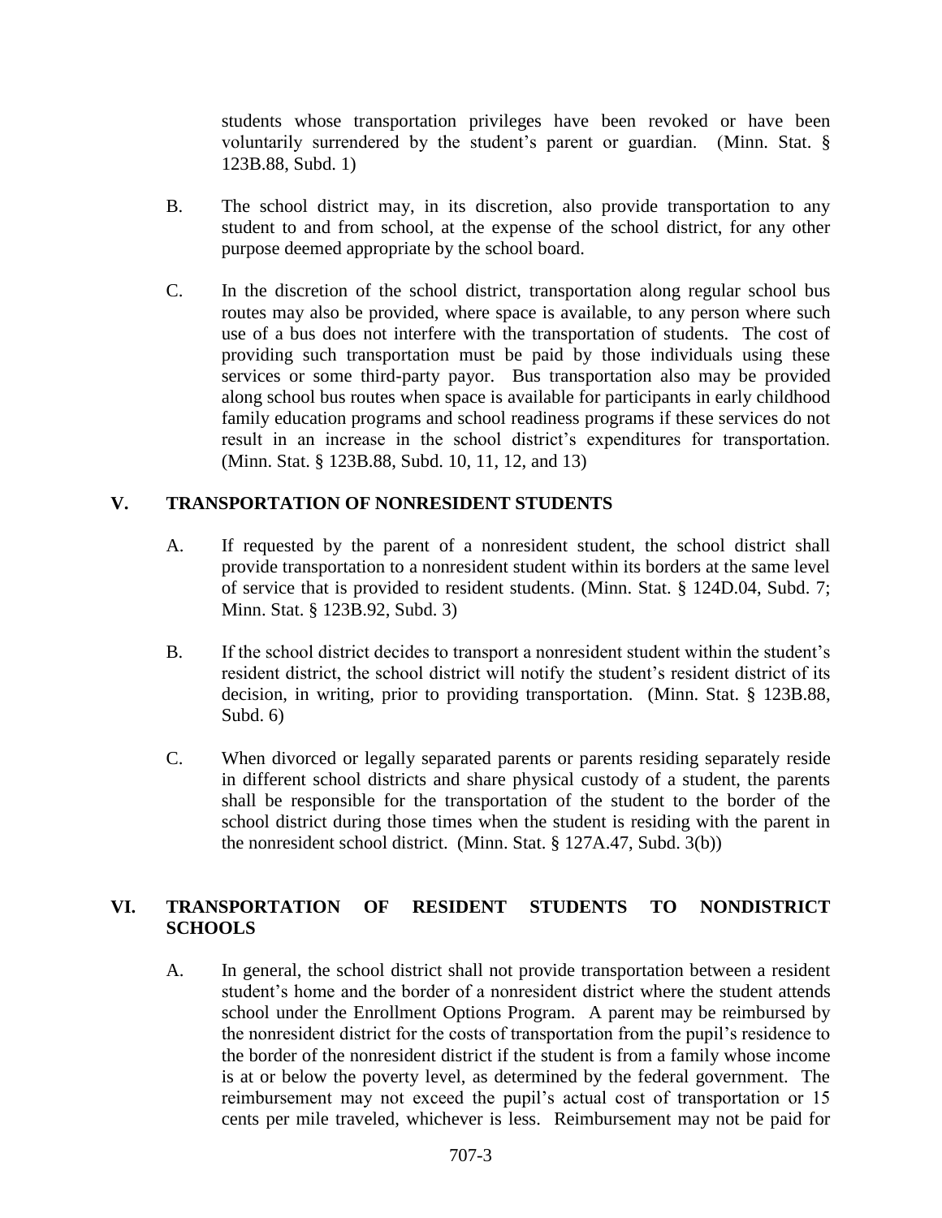students whose transportation privileges have been revoked or have been voluntarily surrendered by the student's parent or guardian. (Minn. Stat. § 123B.88, Subd. 1)

B. The school district may, in its discretion, also provide transportation to any student to and from school, at the expense of the school district, for any other purpose deemed appropriate by the school board.

C. In the discretion of the school district, transportation along regular school bus routes may also be provided, where space is available, to any person where such use of a bus does not interfere with the transportation of students. The cost of providing such transportation must be paid by those individuals using these services or some third-party payor. Bus transportation also may be provided along school bus routes when space is available for participants in early childhood family education programs and school readiness programs if these services do not result in an increase in the school district's expenditures for transportation. (Minn. Stat. § 123B.88, Subd. 10, 11, 12, and 13)

## V. TRANSPORTATION OF NONRESIDENT STUDENTS

A. If requested by the parent of a nonresident student, the school district shall provide transportation to a nonresident student within its borders at the same level of service that is provided to resident students. (Minn. Stat. § 124D.04, Subd. 7; Minn. Stat. § 123B.92, Subd. 3)

B. If the school district decides to transport a nonresident student within the student's resident district, the school district will notify the student's resident district of its decision, in writing, prior to providing transportation. (Minn. Stat. § 123B.88, Subd. 6)

C. When divorced or legally separated parents or parents residing separately reside in different school districts and share physical custody of a student, the parents shall be responsible for the transportation of the student to the border of the school district during those times when the student is residing with the parent in the nonresident school district. (Minn. Stat. § 127A.47, Subd. 3(b))

## VI. TRANSPORTATION OF RESIDENT STUDENTS TO NONDISTRICT SCHOOLS

A. In general, the school district shall not provide transportation between a resident student's home and the border of a nonresident district where the student attends school under the Enrollment Options Program. A parent may be reimbursed by the nonresident district for the costs of transportation from the pupil's residence to the border of the nonresident district if the student is from a family whose income is at or below the poverty level, as determined by the federal government. The reimbursement may not exceed the pupil's actual cost of transportation or 15 cents per mile traveled, whichever is less. Reimbursement may not be paid for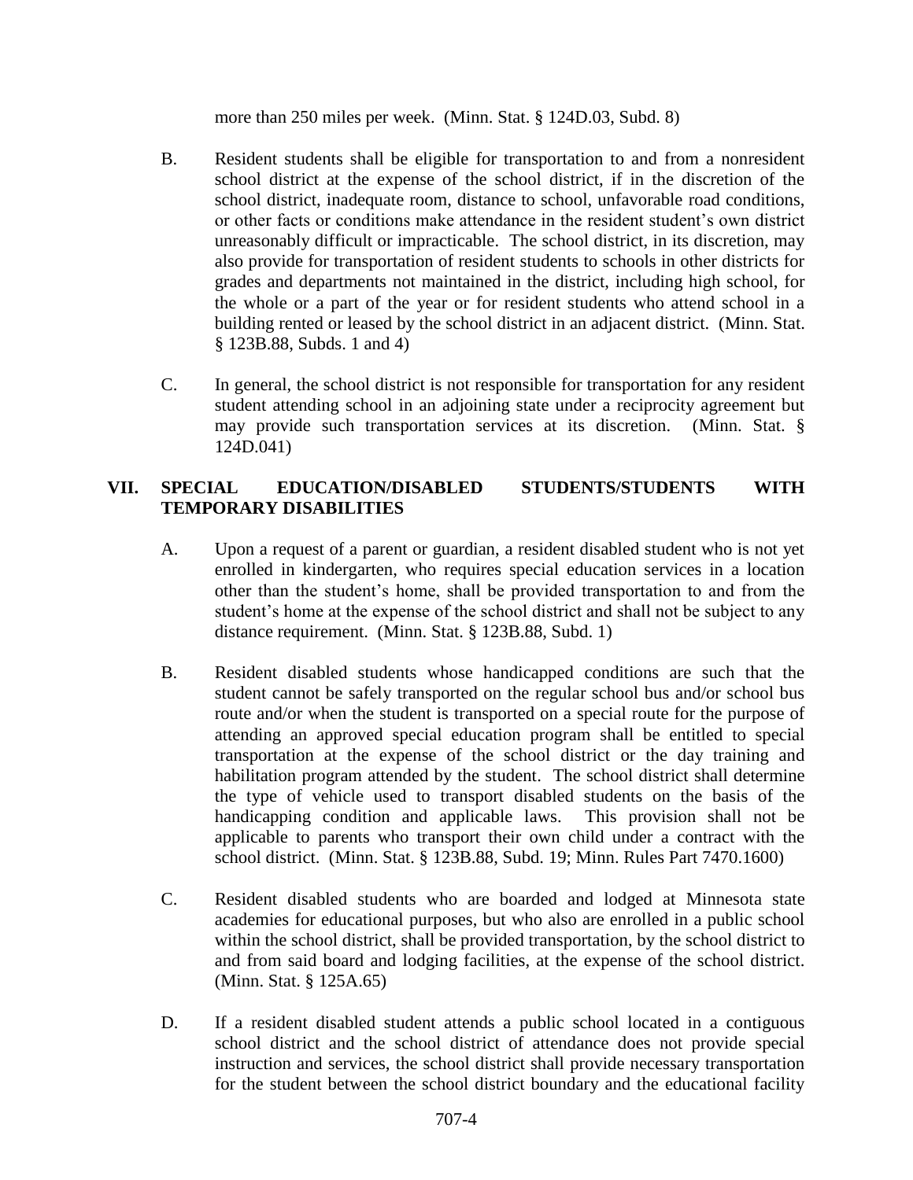more than 250 miles per week. (Minn. Stat. § 124D.03, Subd. 8)

B. Resident students shall be eligible for transportation to and from a nonresident school district at the expense of the school district, if in the discretion of the school district, inadequate room, distance to school, unfavorable road conditions, or other facts or conditions make attendance in the resident student's own district unreasonably difficult or impracticable. The school district, in its discretion, may also provide for transportation of resident students to schools in other districts for grades and departments not maintained in the district, including high school, for the whole or a part of the year or for resident students who attend school in a building rented or leased by the school district in an adjacent district. (Minn. Stat. § 123B.88, Subds. 1 and 4)

C. In general, the school district is not responsible for transportation for any resident student attending school in an adjoining state under a reciprocity agreement but may provide such transportation services at its discretion. (Minn. Stat. § 124D.041)

## VII. SPECIAL EDUCATION/DISABLED STUDENTS/STUDENTS WITH TEMPORARY DISABILITIES

A. Upon a request of a parent or guardian, a resident disabled student who is not yet enrolled in kindergarten, who requires special education services in a location other than the student's home, shall be provided transportation to and from the student's home at the expense of the school district and shall not be subject to any distance requirement. (Minn. Stat. § 123B.88, Subd. 1)

B. Resident disabled students whose handicapped conditions are such that the student cannot be safely transported on the regular school bus and/or school bus route and/or when the student is transported on a special route for the purpose of attending an approved special education program shall be entitled to special transportation at the expense of the school district or the day training and habilitation program attended by the student. The school district shall determine the type of vehicle used to transport disabled students on the basis of the handicapping condition and applicable laws. This provision shall not be applicable to parents who transport their own child under a contract with the school district. (Minn. Stat. § 123B.88, Subd. 19; Minn. Rules Part 7470.1600)

C. Resident disabled students who are boarded and lodged at Minnesota state academies for educational purposes, but who also are enrolled in a public school within the school district, shall be provided transportation, by the school district to and from said board and lodging facilities, at the expense of the school district. (Minn. Stat. § 125A.65)

D. If a resident disabled student attends a public school located in a contiguous school district and the school district of attendance does not provide special instruction and services, the school district shall provide necessary transportation for the student between the school district boundary and the educational facility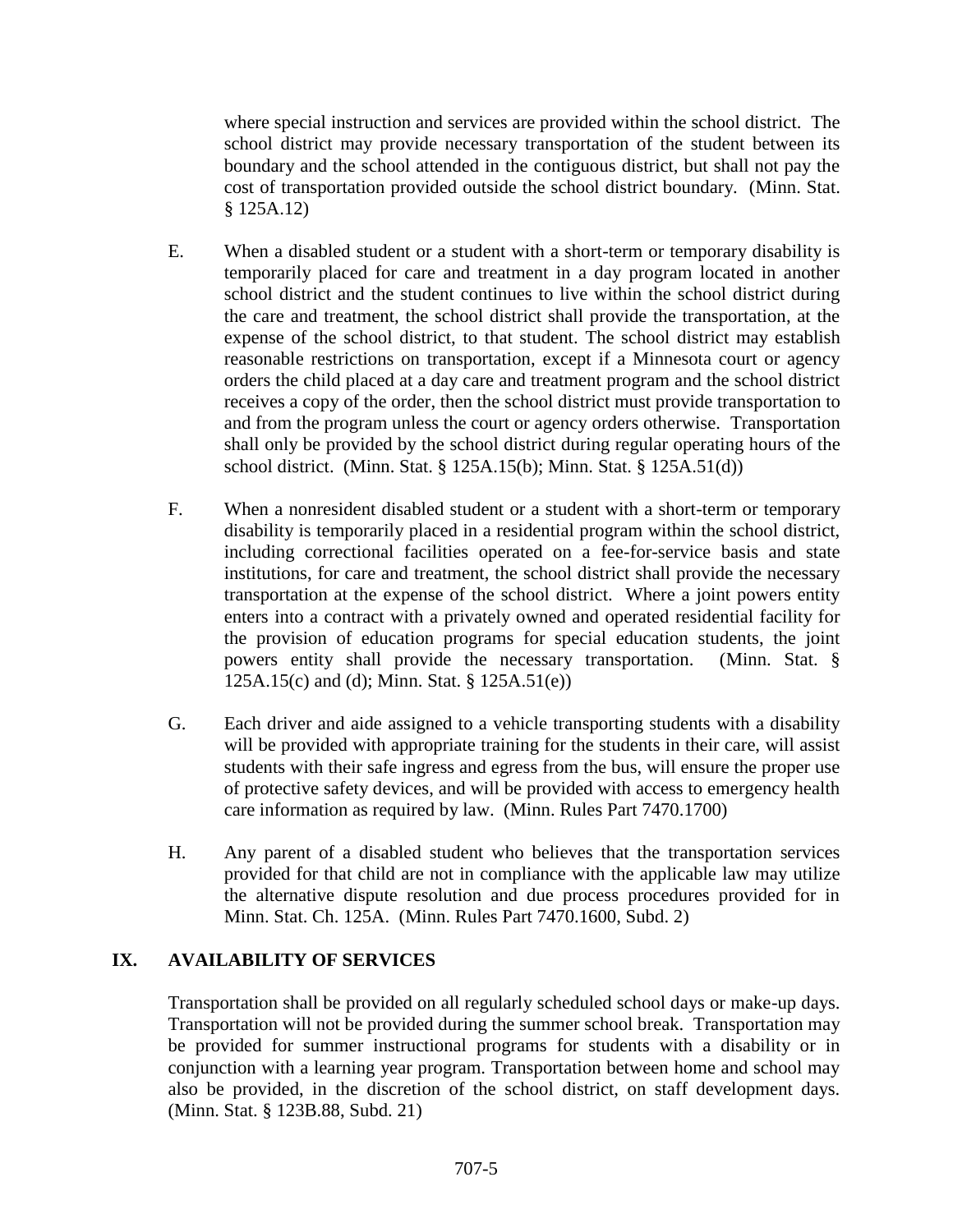where special instruction and services are provided within the school district. The school district may provide necessary transportation of the student between its boundary and the school attended in the contiguous district, but shall not pay the cost of transportation provided outside the school district boundary. (Minn. Stat. § 125A.12)

E. When a disabled student or a student with a short-term or temporary disability is temporarily placed for care and treatment in a day program located in another school district and the student continues to live within the school district during the care and treatment, the school district shall provide the transportation, at the expense of the school district, to that student. The school district may establish reasonable restrictions on transportation, except if a Minnesota court or agency orders the child placed at a day care and treatment program and the school district receives a copy of the order, then the school district must provide transportation to and from the program unless the court or agency orders otherwise. Transportation shall only be provided by the school district during regular operating hours of the school district. (Minn. Stat. § 125A.15(b); Minn. Stat. § 125A.51(d))

F. When a nonresident disabled student or a student with a short-term or temporary disability is temporarily placed in a residential program within the school district, including correctional facilities operated on a fee-for-service basis and state institutions, for care and treatment, the school district shall provide the necessary transportation at the expense of the school district. Where a joint powers entity enters into a contract with a privately owned and operated residential facility for the provision of education programs for special education students, the joint powers entity shall provide the necessary transportation. (Minn. Stat. § 125A.15(c) and (d); Minn. Stat. § 125A.51(e))

G. Each driver and aide assigned to a vehicle transporting students with a disability will be provided with appropriate training for the students in their care, will assist students with their safe ingress and egress from the bus, will ensure the proper use of protective safety devices, and will be provided with access to emergency health care information as required by law. (Minn. Rules Part 7470.1700)

H. Any parent of a disabled student who believes that the transportation services provided for that child are not in compliance with the applicable law may utilize the alternative dispute resolution and due process procedures provided for in Minn. Stat. Ch. 125A. (Minn. Rules Part 7470.1600, Subd. 2)

## IX. AVAILABILITY OF SERVICES

Transportation shall be provided on all regularly scheduled school days or make-up days. Transportation will not be provided during the summer school break. Transportation may be provided for summer instructional programs for students with a disability or in conjunction with a learning year program. Transportation between home and school may also be provided, in the discretion of the school district, on staff development days. (Minn. Stat. § 123B.88, Subd. 21)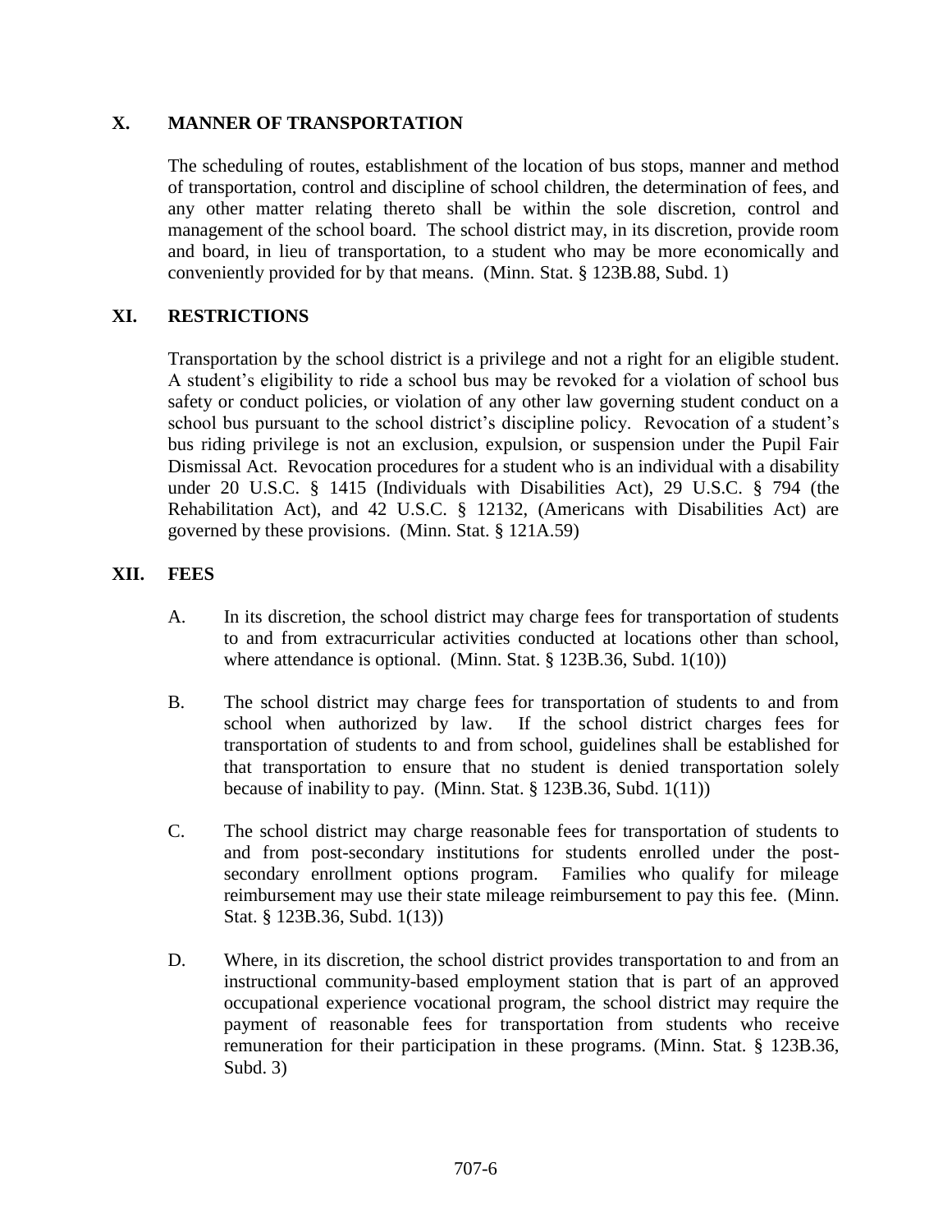## X. MANNER OF TRANSPORTATION

The scheduling of routes, establishment of the location of bus stops, manner and method of transportation, control and discipline of school children, the determination of fees, and any other matter relating thereto shall be within the sole discretion, control and management of the school board. The school district may, in its discretion, provide room and board, in lieu of transportation, to a student who may be more economically and conveniently provided for by that means. (Minn. Stat. § 123B.88, Subd. 1)

## XI. RESTRICTIONS

Transportation by the school district is a privilege and not a right for an eligible student. A student's eligibility to ride a school bus may be revoked for a violation of school bus safety or conduct policies, or violation of any other law governing student conduct on a school bus pursuant to the school district's discipline policy. Revocation of a student's bus riding privilege is not an exclusion, expulsion, or suspension under the Pupil Fair Dismissal Act. Revocation procedures for a student who is an individual with a disability under 20 U.S.C. § 1415 (Individuals with Disabilities Act), 29 U.S.C. § 794 (the Rehabilitation Act), and 42 U.S.C. § 12132, (Americans with Disabilities Act) are governed by these provisions. (Minn. Stat. § 121A.59)

## XII. FEES

A. In its discretion, the school district may charge fees for transportation of students to and from extracurricular activities conducted at locations other than school, where attendance is optional. (Minn. Stat. § 123B.36, Subd. 1(10))

B. The school district may charge fees for transportation of students to and from school when authorized by law. If the school district charges fees for transportation of students to and from school, guidelines shall be established for that transportation to ensure that no student is denied transportation solely because of inability to pay. (Minn. Stat. § 123B.36, Subd. 1(11))

C. The school district may charge reasonable fees for transportation of students to and from post-secondary institutions for students enrolled under the post-secondary enrollment options program. Families who qualify for mileage reimbursement may use their state mileage reimbursement to pay this fee. (Minn. Stat. § 123B.36, Subd. 1(13))

D. Where, in its discretion, the school district provides transportation to and from an instructional community-based employment station that is part of an approved occupational experience vocational program, the school district may require the payment of reasonable fees for transportation from students who receive remuneration for their participation in these programs. (Minn. Stat. § 123B.36, Subd. 3)